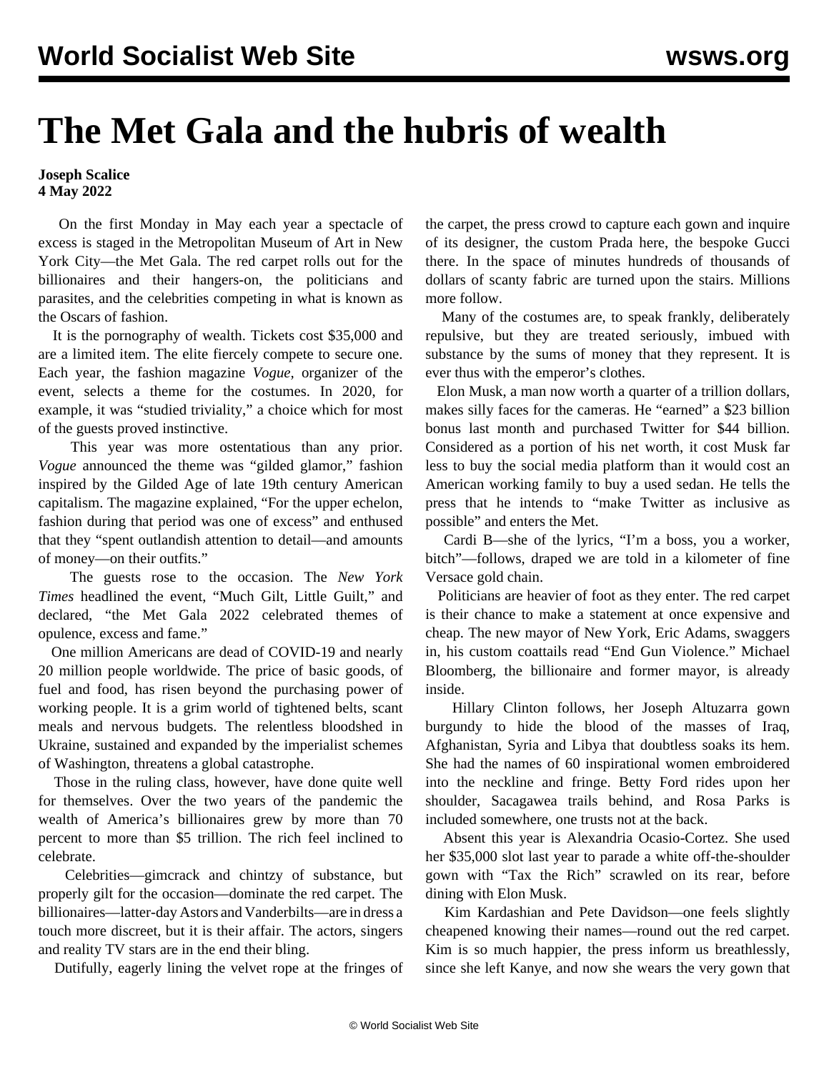# The Met Gala and the hubris of wealth

**Joseph Scalice**
**4 May 2022**

On the first Monday in May each year a spectacle of excess is staged in the Metropolitan Museum of Art in New York City—the Met Gala. The red carpet rolls out for the billionaires and their hangers-on, the politicians and parasites, and the celebrities competing in what is known as the Oscars of fashion.

It is the pornography of wealth. Tickets cost $35,000 and are a limited item. The elite fiercely compete to secure one. Each year, the fashion magazine *Vogue*, organizer of the event, selects a theme for the costumes. In 2020, for example, it was "studied triviality," a choice which for most of the guests proved instinctive.

This year was more ostentatious than any prior. *Vogue* announced the theme was "gilded glamor," fashion inspired by the Gilded Age of late 19th century American capitalism. The magazine explained, "For the upper echelon, fashion during that period was one of excess" and enthused that they "spent outlandish attention to detail—and amounts of money—on their outfits."

The guests rose to the occasion. The *New York Times* headlined the event, "Much Gilt, Little Guilt," and declared, "the Met Gala 2022 celebrated themes of opulence, excess and fame."

One million Americans are dead of COVID-19 and nearly 20 million people worldwide. The price of basic goods, of fuel and food, has risen beyond the purchasing power of working people. It is a grim world of tightened belts, scant meals and nervous budgets. The relentless bloodshed in Ukraine, sustained and expanded by the imperialist schemes of Washington, threatens a global catastrophe.

Those in the ruling class, however, have done quite well for themselves. Over the two years of the pandemic the wealth of America's billionaires grew by more than 70 percent to more than $5 trillion. The rich feel inclined to celebrate.

Celebrities—gimcrack and chintzy of substance, but properly gilt for the occasion—dominate the red carpet. The billionaires—latter-day Astors and Vanderbilts—are in dress a touch more discreet, but it is their affair. The actors, singers and reality TV stars are in the end their bling.

Dutifully, eagerly lining the velvet rope at the fringes of the carpet, the press crowd to capture each gown and inquire of its designer, the custom Prada here, the bespoke Gucci there. In the space of minutes hundreds of thousands of dollars of scanty fabric are turned upon the stairs. Millions more follow.

Many of the costumes are, to speak frankly, deliberately repulsive, but they are treated seriously, imbued with substance by the sums of money that they represent. It is ever thus with the emperor's clothes.

Elon Musk, a man now worth a quarter of a trillion dollars, makes silly faces for the cameras. He "earned" a $23 billion bonus last month and purchased Twitter for $44 billion. Considered as a portion of his net worth, it cost Musk far less to buy the social media platform than it would cost an American working family to buy a used sedan. He tells the press that he intends to "make Twitter as inclusive as possible" and enters the Met.

Cardi B—she of the lyrics, "I'm a boss, you a worker, bitch"—follows, draped we are told in a kilometer of fine Versace gold chain.

Politicians are heavier of foot as they enter. The red carpet is their chance to make a statement at once expensive and cheap. The new mayor of New York, Eric Adams, swaggers in, his custom coattails read "End Gun Violence." Michael Bloomberg, the billionaire and former mayor, is already inside.

Hillary Clinton follows, her Joseph Altuzarra gown burgundy to hide the blood of the masses of Iraq, Afghanistan, Syria and Libya that doubtless soaks its hem. She had the names of 60 inspirational women embroidered into the neckline and fringe. Betty Ford rides upon her shoulder, Sacagawea trails behind, and Rosa Parks is included somewhere, one trusts not at the back.

Absent this year is Alexandria Ocasio-Cortez. She used her $35,000 slot last year to parade a white off-the-shoulder gown with "Tax the Rich" scrawled on its rear, before dining with Elon Musk.

Kim Kardashian and Pete Davidson—one feels slightly cheapened knowing their names—round out the red carpet. Kim is so much happier, the press inform us breathlessly, since she left Kanye, and now she wears the very gown that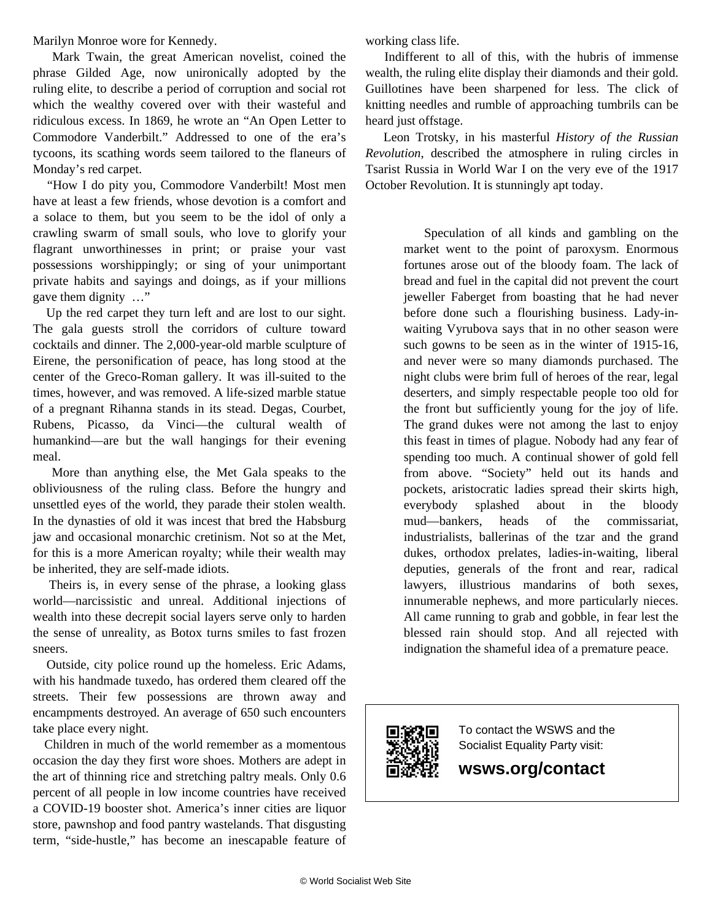Marilyn Monroe wore for Kennedy.

Mark Twain, the great American novelist, coined the phrase Gilded Age, now unironically adopted by the ruling elite, to describe a period of corruption and social rot which the wealthy covered over with their wasteful and ridiculous excess. In 1869, he wrote an "An Open Letter to Commodore Vanderbilt." Addressed to one of the era's tycoons, its scathing words seem tailored to the flaneurs of Monday's red carpet.

"How I do pity you, Commodore Vanderbilt! Most men have at least a few friends, whose devotion is a comfort and a solace to them, but you seem to be the idol of only a crawling swarm of small souls, who love to glorify your flagrant unworthinesses in print; or praise your vast possessions worshippingly; or sing of your unimportant private habits and sayings and doings, as if your millions gave them dignity …"

Up the red carpet they turn left and are lost to our sight. The gala guests stroll the corridors of culture toward cocktails and dinner. The 2,000-year-old marble sculpture of Eirene, the personification of peace, has long stood at the center of the Greco-Roman gallery. It was ill-suited to the times, however, and was removed. A life-sized marble statue of a pregnant Rihanna stands in its stead. Degas, Courbet, Rubens, Picasso, da Vinci—the cultural wealth of humankind—are but the wall hangings for their evening meal.

More than anything else, the Met Gala speaks to the obliviousness of the ruling class. Before the hungry and unsettled eyes of the world, they parade their stolen wealth. In the dynasties of old it was incest that bred the Habsburg jaw and occasional monarchic cretinism. Not so at the Met, for this is a more American royalty; while their wealth may be inherited, they are self-made idiots.

Theirs is, in every sense of the phrase, a looking glass world—narcissistic and unreal. Additional injections of wealth into these decrepit social layers serve only to harden the sense of unreality, as Botox turns smiles to fast frozen sneers.

Outside, city police round up the homeless. Eric Adams, with his handmade tuxedo, has ordered them cleared off the streets. Their few possessions are thrown away and encampments destroyed. An average of 650 such encounters take place every night.

Children in much of the world remember as a momentous occasion the day they first wore shoes. Mothers are adept in the art of thinning rice and stretching paltry meals. Only 0.6 percent of all people in low income countries have received a COVID-19 booster shot. America's inner cities are liquor store, pawnshop and food pantry wastelands. That disgusting term, "side-hustle," has become an inescapable feature of working class life.

Indifferent to all of this, with the hubris of immense wealth, the ruling elite display their diamonds and their gold. Guillotines have been sharpened for less. The click of knitting needles and rumble of approaching tumbrils can be heard just offstage.

Leon Trotsky, in his masterful *History of the Russian Revolution*, described the atmosphere in ruling circles in Tsarist Russia in World War I on the very eve of the 1917 October Revolution. It is stunningly apt today.

> Speculation of all kinds and gambling on the market went to the point of paroxysm. Enormous fortunes arose out of the bloody foam. The lack of bread and fuel in the capital did not prevent the court jeweller Faberget from boasting that he had never before done such a flourishing business. Lady-in-waiting Vyrubova says that in no other season were such gowns to be seen as in the winter of 1915-16, and never were so many diamonds purchased. The night clubs were brim full of heroes of the rear, legal deserters, and simply respectable people too old for the front but sufficiently young for the joy of life. The grand dukes were not among the last to enjoy this feast in times of plague. Nobody had any fear of spending too much. A continual shower of gold fell from above. "Society" held out its hands and pockets, aristocratic ladies spread their skirts high, everybody splashed about in the bloody mud—bankers, heads of the commissariat, industrialists, ballerinas of the tzar and the grand dukes, orthodox prelates, ladies-in-waiting, liberal deputies, generals of the front and rear, radical lawyers, illustrious mandarins of both sexes, innumerable nephews, and more particularly nieces. All came running to grab and gobble, in fear lest the blessed rain should stop. And all rejected with indignation the shameful idea of a premature peace.

To contact the WSWS and the Socialist Equality Party visit:

**wsws.org/contact**